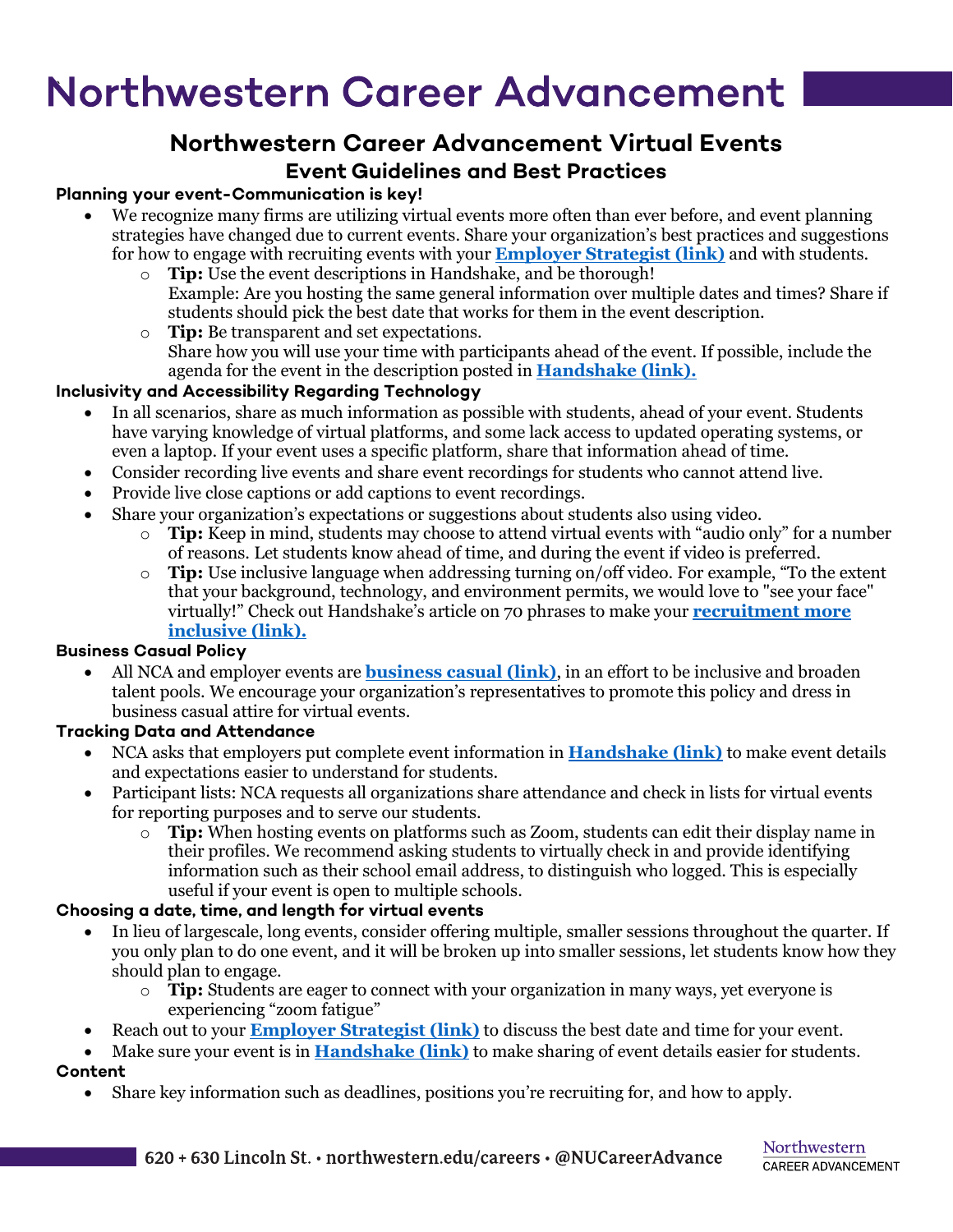# Northwestern Career Advancement

## Northwestern Career Advancement Virtual Events

### Event Guidelines and Best Practices

**Planning your event-Communication is key!**

- We recognize many firms are utilizing virtual events more often than ever before, and event planning strategies have changed due to current events. Share your organization's best practices and suggestions for how to engage with recruiting events with your **Employer Strategist (link)** and with students.
  - **Tip:** Use the event descriptions in Handshake, and be thorough!
    Example: Are you hosting the same general information over multiple dates and times? Share if students should pick the best date that works for them in the event description.
  - **Tip:** Be transparent and set expectations.
    Share how you will use your time with participants ahead of the event. If possible, include the agenda for the event in the description posted in **Handshake (link).**

**Inclusivity and Accessibility Regarding Technology**

- In all scenarios, share as much information as possible with students, ahead of your event. Students have varying knowledge of virtual platforms, and some lack access to updated operating systems, or even a laptop. If your event uses a specific platform, share that information ahead of time.
- Consider recording live events and share event recordings for students who cannot attend live.
- Provide live close captions or add captions to event recordings.
- Share your organization's expectations or suggestions about students also using video.
  - **Tip:** Keep in mind, students may choose to attend virtual events with "audio only" for a number of reasons. Let students know ahead of time, and during the event if video is preferred.
  - **Tip:** Use inclusive language when addressing turning on/off video. For example, "To the extent that your background, technology, and environment permits, we would love to "see your face" virtually!" Check out Handshake's article on 70 phrases to make your **recruitment more inclusive (link).**

**Business Casual Policy**

- All NCA and employer events are **business casual (link)**, in an effort to be inclusive and broaden talent pools. We encourage your organization's representatives to promote this policy and dress in business casual attire for virtual events.

**Tracking Data and Attendance**

- NCA asks that employers put complete event information in **Handshake (link)** to make event details and expectations easier to understand for students.
- Participant lists: NCA requests all organizations share attendance and check in lists for virtual events for reporting purposes and to serve our students.
  - **Tip:** When hosting events on platforms such as Zoom, students can edit their display name in their profiles. We recommend asking students to virtually check in and provide identifying information such as their school email address, to distinguish who logged. This is especially useful if your event is open to multiple schools.

**Choosing a date, time, and length for virtual events**

- In lieu of largescale, long events, consider offering multiple, smaller sessions throughout the quarter. If you only plan to do one event, and it will be broken up into smaller sessions, let students know how they should plan to engage.
  - **Tip:** Students are eager to connect with your organization in many ways, yet everyone is experiencing "zoom fatigue"
- Reach out to your **Employer Strategist (link)** to discuss the best date and time for your event.
- Make sure your event is in **Handshake (link)** to make sharing of event details easier for students.

**Content**

- Share key information such as deadlines, positions you're recruiting for, and how to apply.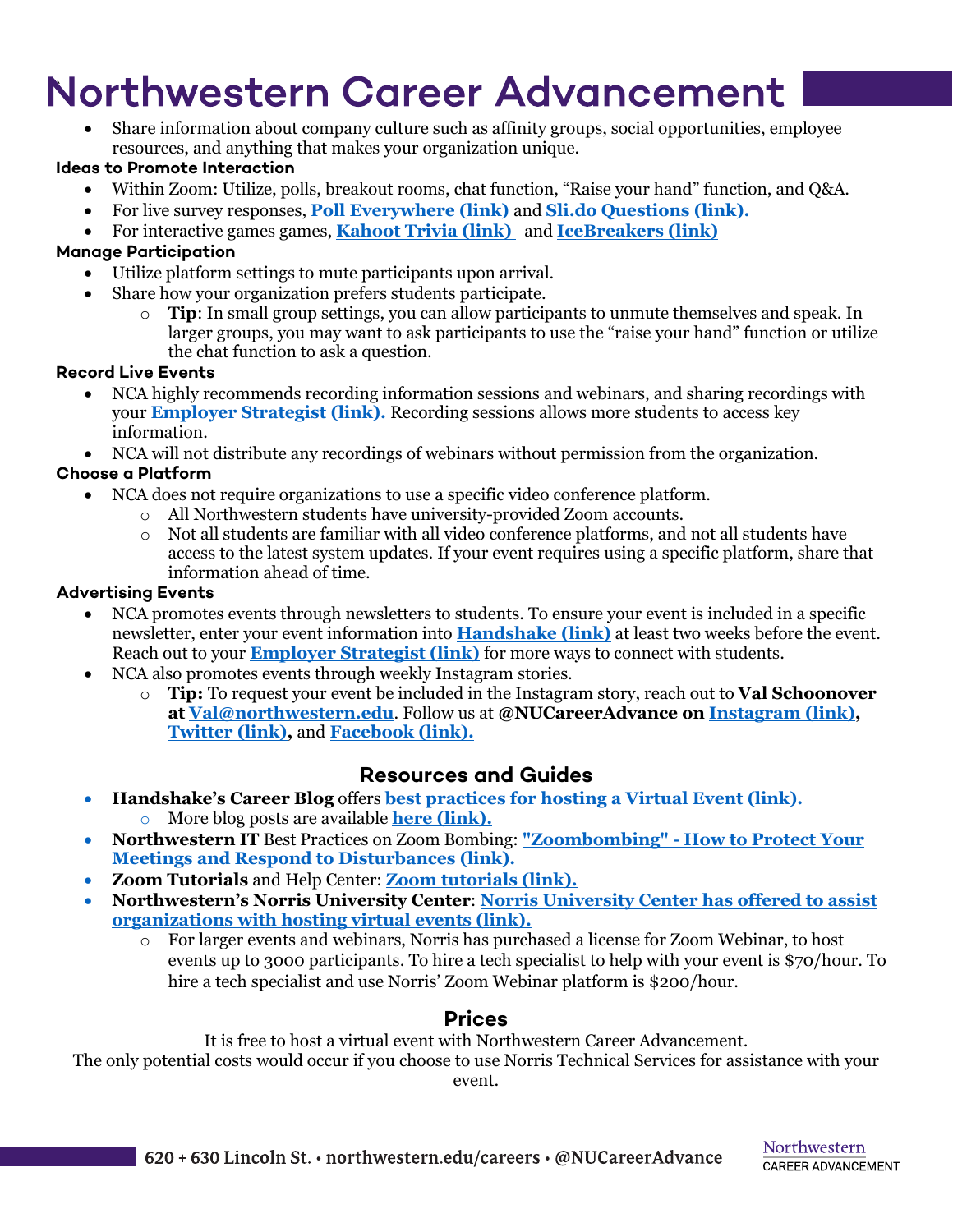- Share information about company culture such as affinity groups, social opportunities, employee resources, and anything that makes your organization unique.

**Ideas to Promote Interaction**

- Within Zoom: Utilize, polls, breakout rooms, chat function, "Raise your hand" function, and Q&A.
- For live survey responses, **Poll Everywhere (link)** and **Sli.do Questions (link).**
- For interactive games games, **Kahoot Trivia (link)** and **IceBreakers (link)**

**Manage Participation**

- Utilize platform settings to mute participants upon arrival.
- Share how your organization prefers students participate.
  - **Tip**: In small group settings, you can allow participants to unmute themselves and speak. In larger groups, you may want to ask participants to use the "raise your hand" function or utilize the chat function to ask a question.

**Record Live Events**

- NCA highly recommends recording information sessions and webinars, and sharing recordings with your **Employer Strategist (link).** Recording sessions allows more students to access key information.
- NCA will not distribute any recordings of webinars without permission from the organization.

**Choose a Platform**

- NCA does not require organizations to use a specific video conference platform.
  - All Northwestern students have university-provided Zoom accounts.
  - Not all students are familiar with all video conference platforms, and not all students have access to the latest system updates. If your event requires using a specific platform, share that information ahead of time.

**Advertising Events**

- NCA promotes events through newsletters to students. To ensure your event is included in a specific newsletter, enter your event information into **Handshake (link)** at least two weeks before the event. Reach out to your **Employer Strategist (link)** for more ways to connect with students.
- NCA also promotes events through weekly Instagram stories.
  - **Tip:** To request your event be included in the Instagram story, reach out to **Val Schoonover at Val@northwestern.edu**. Follow us at **@NUCareerAdvance on Instagram (link), Twitter (link),** and **Facebook (link).**

## Resources and Guides

- **Handshake's Career Blog** offers **best practices for hosting a Virtual Event (link).**
  - More blog posts are available **here (link).**
- **Northwestern IT** Best Practices on Zoom Bombing: **"Zoombombing" - How to Protect Your Meetings and Respond to Disturbances (link).**
- **Zoom Tutorials** and Help Center: **Zoom tutorials (link).**
- **Northwestern's Norris University Center**: **Norris University Center has offered to assist organizations with hosting virtual events (link).**
  - For larger events and webinars, Norris has purchased a license for Zoom Webinar, to host events up to 3000 participants. To hire a tech specialist to help with your event is $70/hour. To hire a tech specialist and use Norris' Zoom Webinar platform is $200/hour.

## Prices

It is free to host a virtual event with Northwestern Career Advancement.
The only potential costs would occur if you choose to use Norris Technical Services for assistance with your event.